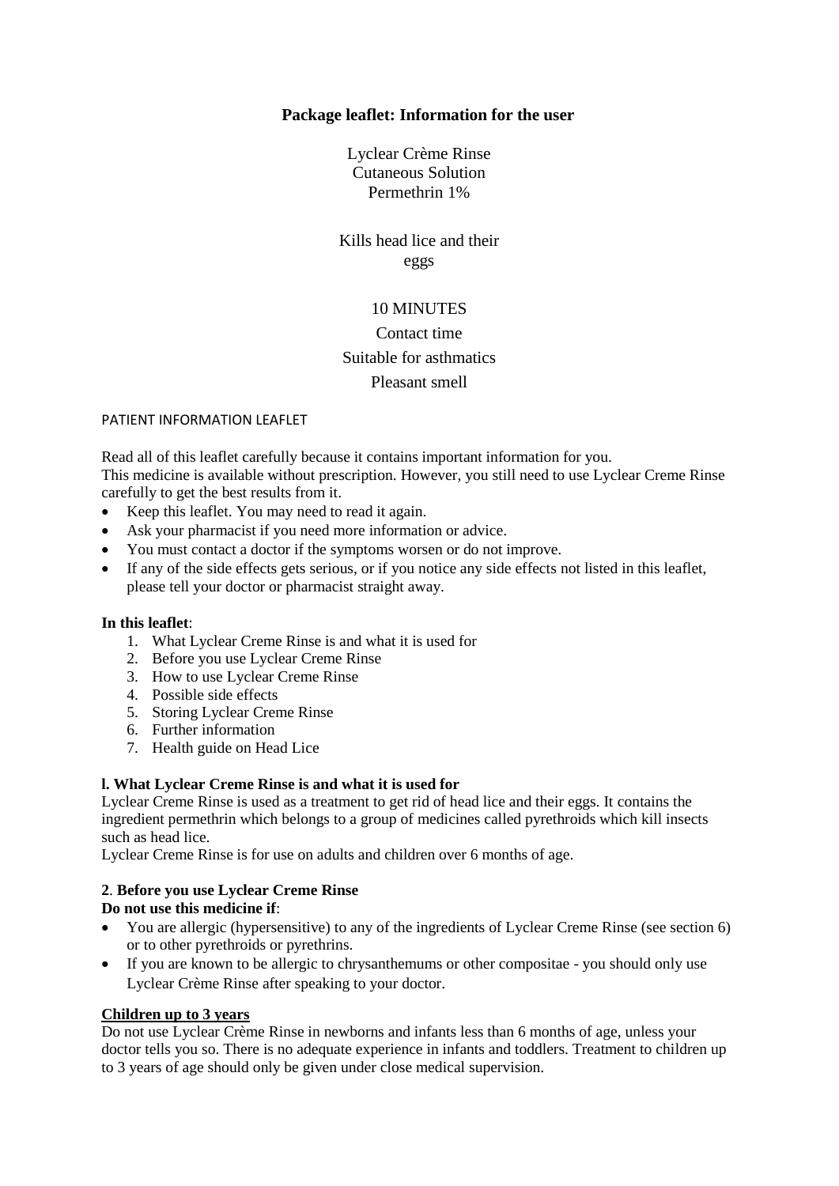**Package leaflet: Information for the user**

Lyclear Crème Rinse
Cutaneous Solution
Permethrin 1%

Kills head lice and their eggs

10 MINUTES
Contact time
Suitable for asthmatics
Pleasant smell

PATIENT INFORMATION LEAFLET

Read all of this leaflet carefully because it contains important information for you.
This medicine is available without prescription. However, you still need to use Lyclear Creme Rinse carefully to get the best results from it.

- Keep this leaflet. You may need to read it again.
- Ask your pharmacist if you need more information or advice.
- You must contact a doctor if the symptoms worsen or do not improve.
- If any of the side effects gets serious, or if you notice any side effects not listed in this leaflet, please tell your doctor or pharmacist straight away.

**In this leaflet**:

1. What Lyclear Creme Rinse is and what it is used for
2. Before you use Lyclear Creme Rinse
3. How to use Lyclear Creme Rinse
4. Possible side effects
5. Storing Lyclear Creme Rinse
6. Further information
7. Health guide on Head Lice

**l. What Lyclear Creme Rinse is and what it is used for**

Lyclear Creme Rinse is used as a treatment to get rid of head lice and their eggs. It contains the ingredient permethrin which belongs to a group of medicines called pyrethroids which kill insects such as head lice.
Lyclear Creme Rinse is for use on adults and children over 6 months of age.

**2**. **Before you use Lyclear Creme Rinse**

**Do not use this medicine if**:

- You are allergic (hypersensitive) to any of the ingredients of Lyclear Creme Rinse (see section 6) or to other pyrethroids or pyrethrins.
- If you are known to be allergic to chrysanthemums or other compositae - you should only use Lyclear Crème Rinse after speaking to your doctor.

**Children up to 3 years**

Do not use Lyclear Crème Rinse in newborns and infants less than 6 months of age, unless your doctor tells you so. There is no adequate experience in infants and toddlers. Treatment to children up to 3 years of age should only be given under close medical supervision.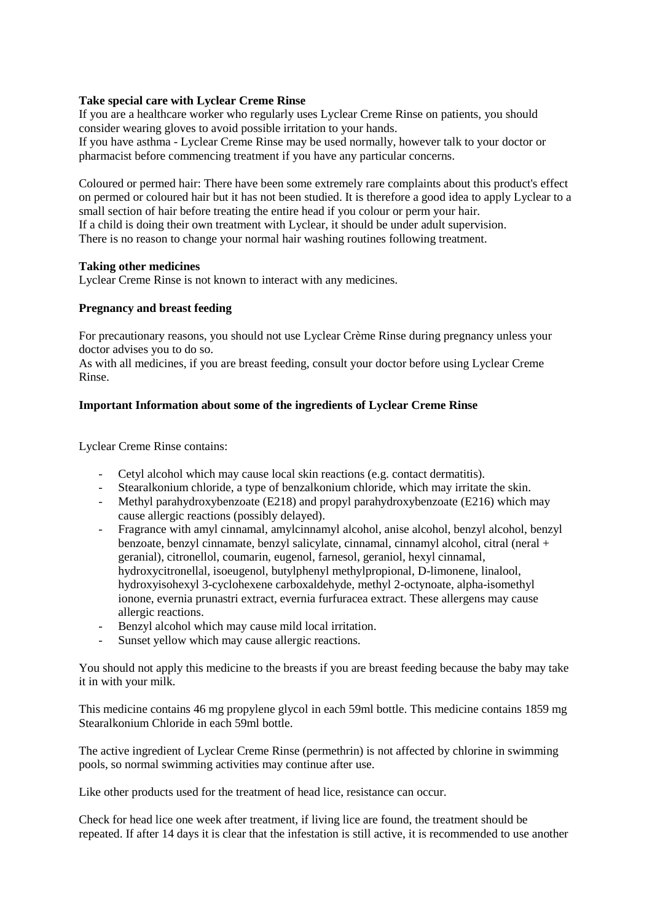**Take special care with Lyclear Creme Rinse**

If you are a healthcare worker who regularly uses Lyclear Creme Rinse on patients, you should consider wearing gloves to avoid possible irritation to your hands.
If you have asthma - Lyclear Creme Rinse may be used normally, however talk to your doctor or pharmacist before commencing treatment if you have any particular concerns.

Coloured or permed hair: There have been some extremely rare complaints about this product's effect on permed or coloured hair but it has not been studied. It is therefore a good idea to apply Lyclear to a small section of hair before treating the entire head if you colour or perm your hair.
If a child is doing their own treatment with Lyclear, it should be under adult supervision.
There is no reason to change your normal hair washing routines following treatment.

**Taking other medicines**

Lyclear Creme Rinse is not known to interact with any medicines.

**Pregnancy and breast feeding**

For precautionary reasons, you should not use Lyclear Crème Rinse during pregnancy unless your doctor advises you to do so.
As with all medicines, if you are breast feeding, consult your doctor before using Lyclear Creme Rinse.

**Important Information about some of the ingredients of Lyclear Creme Rinse**

Lyclear Creme Rinse contains:

- Cetyl alcohol which may cause local skin reactions (e.g. contact dermatitis).
- Stearalkonium chloride, a type of benzalkonium chloride, which may irritate the skin.
- Methyl parahydroxybenzoate (E218) and propyl parahydroxybenzoate (E216) which may cause allergic reactions (possibly delayed).
- Fragrance with amyl cinnamal, amylcinnamyl alcohol, anise alcohol, benzyl alcohol, benzyl benzoate, benzyl cinnamate, benzyl salicylate, cinnamal, cinnamyl alcohol, citral (neral + geranial), citronellol, coumarin, eugenol, farnesol, geraniol, hexyl cinnamal, hydroxycitronellal, isoeugenol, butylphenyl methylpropional, D-limonene, linalool, hydroxyisohexyl 3-cyclohexene carboxaldehyde, methyl 2-octynoate, alpha-isomethyl ionone, evernia prunastri extract, evernia furfuracea extract. These allergens may cause allergic reactions.
- Benzyl alcohol which may cause mild local irritation.
- Sunset yellow which may cause allergic reactions.

You should not apply this medicine to the breasts if you are breast feeding because the baby may take it in with your milk.

This medicine contains 46 mg propylene glycol in each 59ml bottle. This medicine contains 1859 mg Stearalkonium Chloride in each 59ml bottle.

The active ingredient of Lyclear Creme Rinse (permethrin) is not affected by chlorine in swimming pools, so normal swimming activities may continue after use.

Like other products used for the treatment of head lice, resistance can occur.

Check for head lice one week after treatment, if living lice are found, the treatment should be repeated. If after 14 days it is clear that the infestation is still active, it is recommended to use another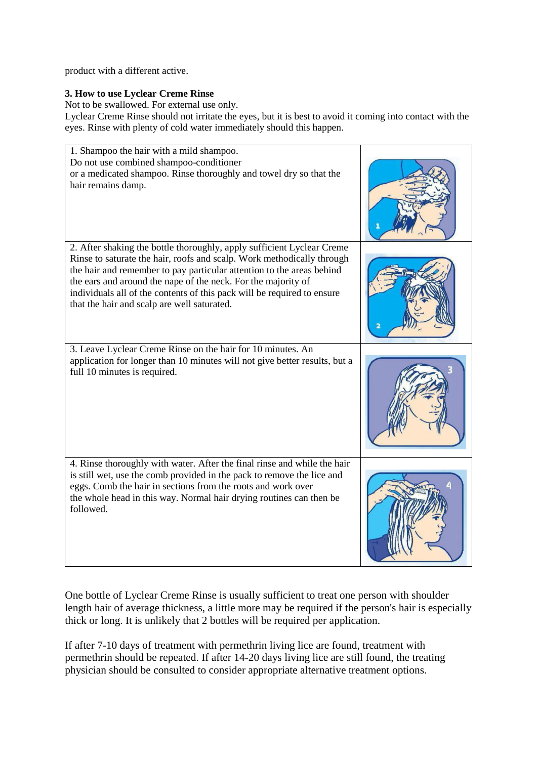product with a different active.

**3. How to use Lyclear Creme Rinse**

Not to be swallowed. For external use only.

Lyclear Creme Rinse should not irritate the eyes, but it is best to avoid it coming into contact with the eyes. Rinse with plenty of cold water immediately should this happen.

| | |
|---|---|
| 1. Shampoo the hair with a mild shampoo. Do not use combined shampoo-conditioner or a medicated shampoo. Rinse thoroughly and towel dry so that the hair remains damp. | |
| 2. After shaking the bottle thoroughly, apply sufficient Lyclear Creme Rinse to saturate the hair, roofs and scalp. Work methodically through the hair and remember to pay particular attention to the areas behind the ears and around the nape of the neck. For the majority of individuals all of the contents of this pack will be required to ensure that the hair and scalp are well saturated. | |
| 3. Leave Lyclear Creme Rinse on the hair for 10 minutes. An application for longer than 10 minutes will not give better results, but a full 10 minutes is required. | |
| 4. Rinse thoroughly with water. After the final rinse and while the hair is still wet, use the comb provided in the pack to remove the lice and eggs. Comb the hair in sections from the roots and work over the whole head in this way. Normal hair drying routines can then be followed. | |

One bottle of Lyclear Creme Rinse is usually sufficient to treat one person with shoulder length hair of average thickness, a little more may be required if the person's hair is especially thick or long. It is unlikely that 2 bottles will be required per application.

If after 7-10 days of treatment with permethrin living lice are found, treatment with permethrin should be repeated. If after 14-20 days living lice are still found, the treating physician should be consulted to consider appropriate alternative treatment options.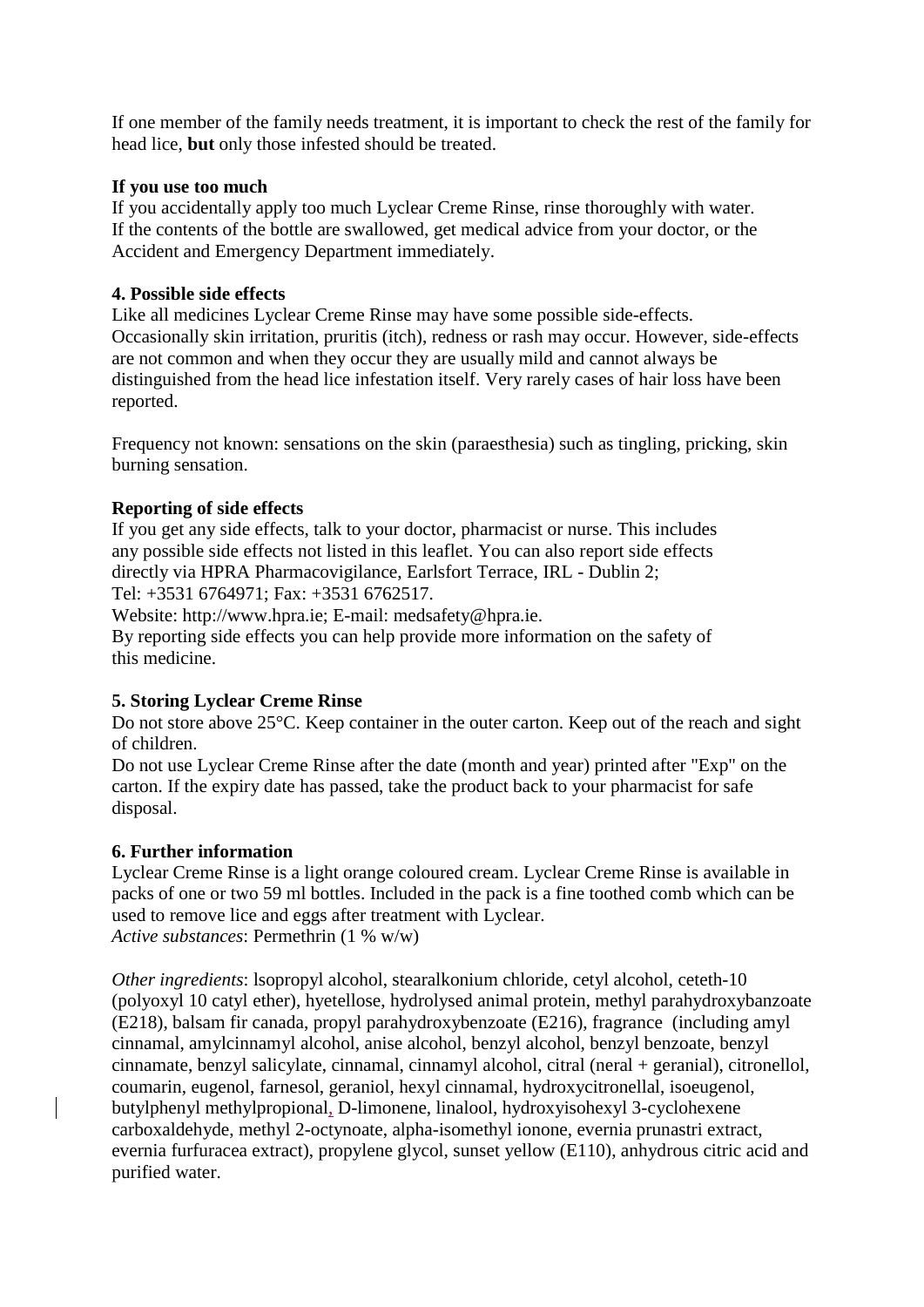If one member of the family needs treatment, it is important to check the rest of the family for head lice, **but** only those infested should be treated.

**If you use too much**

If you accidentally apply too much Lyclear Creme Rinse, rinse thoroughly with water.
If the contents of the bottle are swallowed, get medical advice from your doctor, or the Accident and Emergency Department immediately.

**4. Possible side effects**

Like all medicines Lyclear Creme Rinse may have some possible side-effects.
Occasionally skin irritation, pruritis (itch), redness or rash may occur. However, side-effects are not common and when they occur they are usually mild and cannot always be distinguished from the head lice infestation itself. Very rarely cases of hair loss have been reported.

Frequency not known: sensations on the skin (paraesthesia) such as tingling, pricking, skin burning sensation.

**Reporting of side effects**

If you get any side effects, talk to your doctor, pharmacist or nurse. This includes any possible side effects not listed in this leaflet. You can also report side effects directly via HPRA Pharmacovigilance, Earlsfort Terrace, IRL - Dublin 2;
Tel: +3531 6764971; Fax: +3531 6762517.
Website: http://www.hpra.ie; E-mail: medsafety@hpra.ie.
By reporting side effects you can help provide more information on the safety of this medicine.

**5. Storing Lyclear Creme Rinse**

Do not store above 25°C. Keep container in the outer carton. Keep out of the reach and sight of children.
Do not use Lyclear Creme Rinse after the date (month and year) printed after "Exp" on the carton. If the expiry date has passed, take the product back to your pharmacist for safe disposal.

**6. Further information**

Lyclear Creme Rinse is a light orange coloured cream. Lyclear Creme Rinse is available in packs of one or two 59 ml bottles. Included in the pack is a fine toothed comb which can be used to remove lice and eggs after treatment with Lyclear.
*Active substances*: Permethrin (1 % w/w)

*Other ingredients*: lsopropyl alcohol, stearalkonium chloride, cetyl alcohol, ceteth-10 (polyoxyl 10 catyl ether), hyetellose, hydrolysed animal protein, methyl parahydroxybanzoate (E218), balsam fir canada, propyl parahydroxybenzoate (E216), fragrance (including amyl cinnamal, amylcinnamyl alcohol, anise alcohol, benzyl alcohol, benzyl benzoate, benzyl cinnamate, benzyl salicylate, cinnamal, cinnamyl alcohol, citral (neral + geranial), citronellol, coumarin, eugenol, farnesol, geraniol, hexyl cinnamal, hydroxycitronellal, isoeugenol, butylphenyl methylpropional, D-limonene, linalool, hydroxyisohexyl 3-cyclohexene carboxaldehyde, methyl 2-octynoate, alpha-isomethyl ionone, evernia prunastri extract, evernia furfuracea extract), propylene glycol, sunset yellow (E110), anhydrous citric acid and purified water.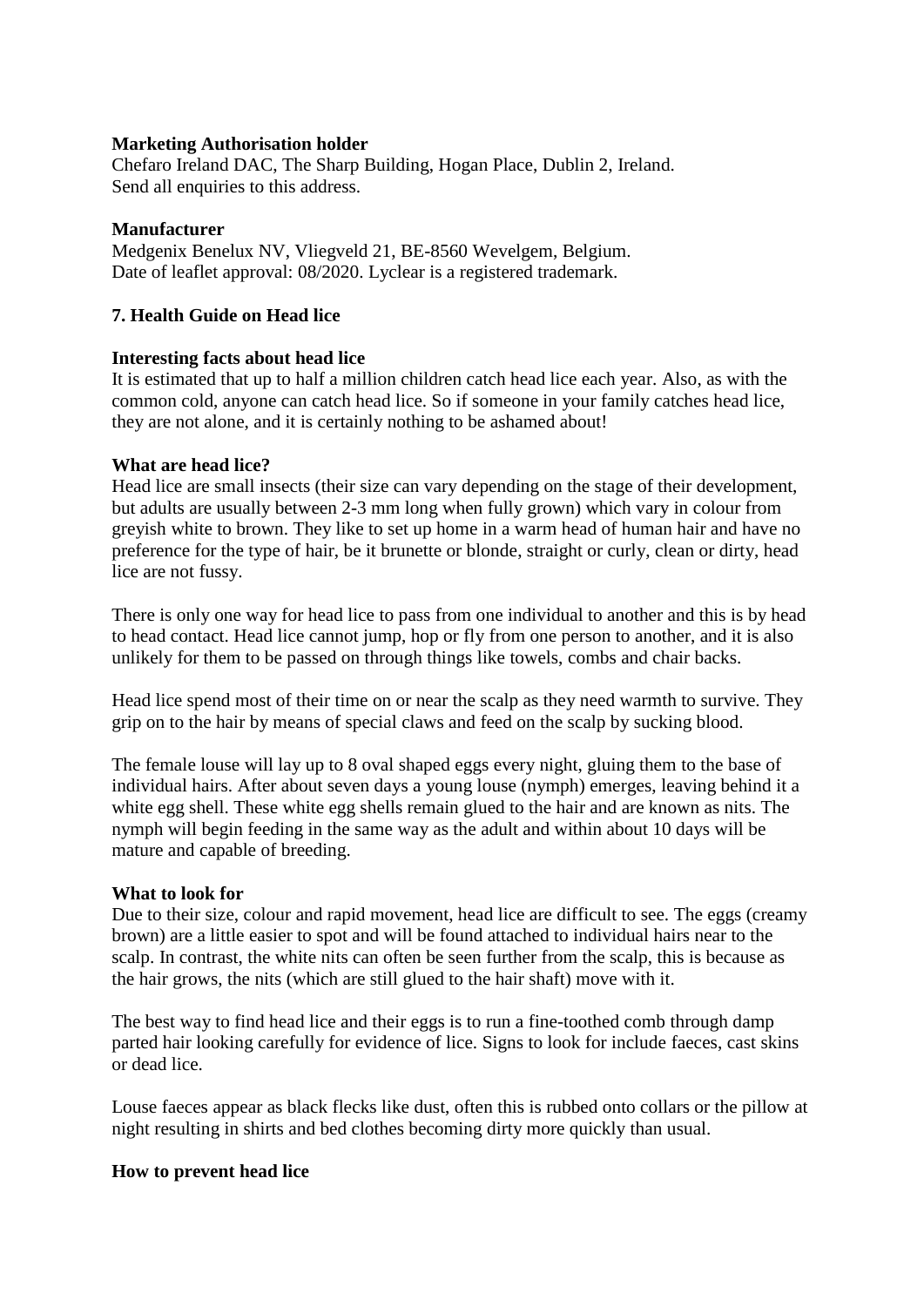**Marketing Authorisation holder**
Chefaro Ireland DAC, The Sharp Building, Hogan Place, Dublin 2, Ireland.
Send all enquiries to this address.

**Manufacturer**
Medgenix Benelux NV, Vliegveld 21, BE-8560 Wevelgem, Belgium.
Date of leaflet approval: 08/2020. Lyclear is a registered trademark.

## 7. Health Guide on Head lice

**Interesting facts about head lice**
It is estimated that up to half a million children catch head lice each year. Also, as with the common cold, anyone can catch head lice. So if someone in your family catches head lice, they are not alone, and it is certainly nothing to be ashamed about!

**What are head lice?**
Head lice are small insects (their size can vary depending on the stage of their development, but adults are usually between 2-3 mm long when fully grown) which vary in colour from greyish white to brown. They like to set up home in a warm head of human hair and have no preference for the type of hair, be it brunette or blonde, straight or curly, clean or dirty, head lice are not fussy.

There is only one way for head lice to pass from one individual to another and this is by head to head contact. Head lice cannot jump, hop or fly from one person to another, and it is also unlikely for them to be passed on through things like towels, combs and chair backs.

Head lice spend most of their time on or near the scalp as they need warmth to survive. They grip on to the hair by means of special claws and feed on the scalp by sucking blood.

The female louse will lay up to 8 oval shaped eggs every night, gluing them to the base of individual hairs. After about seven days a young louse (nymph) emerges, leaving behind it a white egg shell. These white egg shells remain glued to the hair and are known as nits. The nymph will begin feeding in the same way as the adult and within about 10 days will be mature and capable of breeding.

**What to look for**
Due to their size, colour and rapid movement, head lice are difficult to see. The eggs (creamy brown) are a little easier to spot and will be found attached to individual hairs near to the scalp. In contrast, the white nits can often be seen further from the scalp, this is because as the hair grows, the nits (which are still glued to the hair shaft) move with it.

The best way to find head lice and their eggs is to run a fine-toothed comb through damp parted hair looking carefully for evidence of lice. Signs to look for include faeces, cast skins or dead lice.

Louse faeces appear as black flecks like dust, often this is rubbed onto collars or the pillow at night resulting in shirts and bed clothes becoming dirty more quickly than usual.

**How to prevent head lice**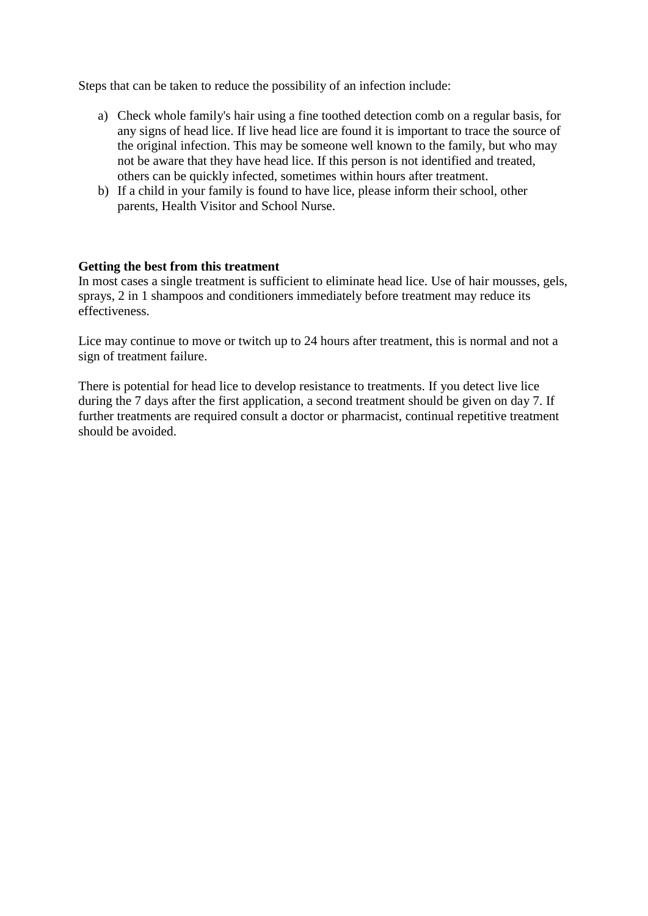Steps that can be taken to reduce the possibility of an infection include:

a) Check whole family's hair using a fine toothed detection comb on a regular basis, for any signs of head lice. If live head lice are found it is important to trace the source of the original infection. This may be someone well known to the family, but who may not be aware that they have head lice. If this person is not identified and treated, others can be quickly infected, sometimes within hours after treatment.
b) If a child in your family is found to have lice, please inform their school, other parents, Health Visitor and School Nurse.

**Getting the best from this treatment**

In most cases a single treatment is sufficient to eliminate head lice. Use of hair mousses, gels, sprays, 2 in 1 shampoos and conditioners immediately before treatment may reduce its effectiveness.

Lice may continue to move or twitch up to 24 hours after treatment, this is normal and not a sign of treatment failure.

There is potential for head lice to develop resistance to treatments. If you detect live lice during the 7 days after the first application, a second treatment should be given on day 7. If further treatments are required consult a doctor or pharmacist, continual repetitive treatment should be avoided.